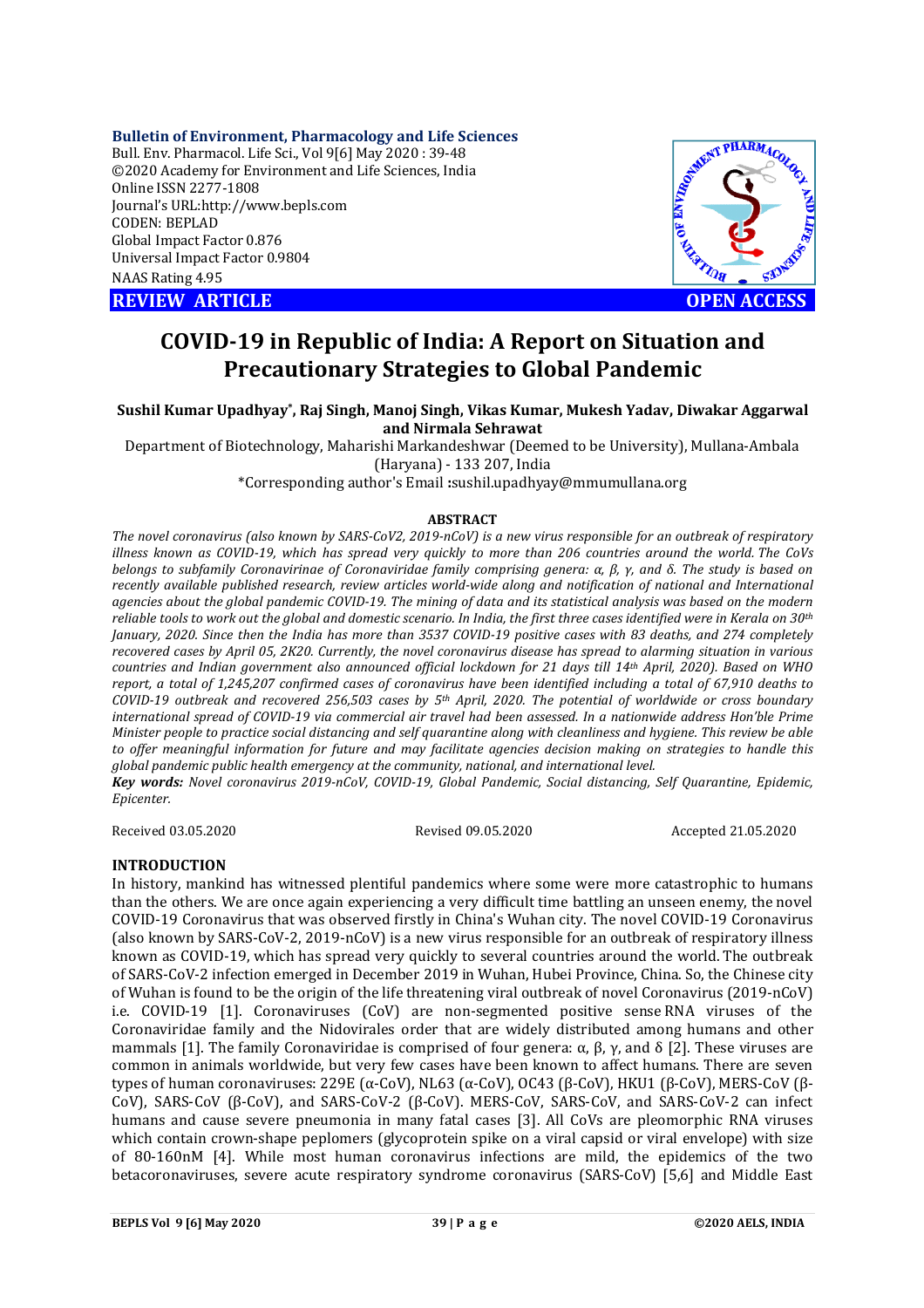**Bulletin of Environment, Pharmacology and Life Sciences**
Bull. Env. Pharmacol. Life Sci., Vol 9[6] May 2020 : 39-48
©2020 Academy for Environment and Life Sciences, India
Online ISSN 2277-1808
Journal's URL:http://www.bepls.com
CODEN: BEPLAD
Global Impact Factor 0.876
Universal Impact Factor 0.9804
NAAS Rating 4.95

**REVIEW ARTICLE** **OPEN ACCESS**

# COVID-19 in Republic of India: A Report on Situation and Precautionary Strategies to Global Pandemic

**Sushil Kumar Upadhyay*, Raj Singh, Manoj Singh, Vikas Kumar, Mukesh Yadav, Diwakar Aggarwal and Nirmala Sehrawat**

Department of Biotechnology, Maharishi Markandeshwar (Deemed to be University), Mullana-Ambala (Haryana) - 133 207, India

*Corresponding author's Email :sushil.upadhyay@mmumullana.org

## ABSTRACT

*The novel coronavirus (also known by SARS-CoV2, 2019-nCoV) is a new virus responsible for an outbreak of respiratory illness known as COVID-19, which has spread very quickly to more than 206 countries around the world. The CoVs belongs to subfamily Coronavirinae of Coronaviridae family comprising genera: α, β, γ, and δ. The study is based on recently available published research, review articles world-wide along and notification of national and International agencies about the global pandemic COVID-19. The mining of data and its statistical analysis was based on the modern reliable tools to work out the global and domestic scenario. In India, the first three cases identified were in Kerala on 30th January, 2020. Since then the India has more than 3537 COVID-19 positive cases with 83 deaths, and 274 completely recovered cases by April 05, 2K20. Currently, the novel coronavirus disease has spread to alarming situation in various countries and Indian government also announced official lockdown for 21 days till 14th April, 2020). Based on WHO report, a total of 1,245,207 confirmed cases of coronavirus have been identified including a total of 67,910 deaths to COVID-19 outbreak and recovered 256,503 cases by 5th April, 2020. The potential of worldwide or cross boundary international spread of COVID-19 via commercial air travel had been assessed. In a nationwide address Hon'ble Prime Minister people to practice social distancing and self quarantine along with cleanliness and hygiene. This review be able to offer meaningful information for future and may facilitate agencies decision making on strategies to handle this global pandemic public health emergency at the community, national, and international level.*

***Key words:** Novel coronavirus 2019-nCoV, COVID-19, Global Pandemic, Social distancing, Self Quarantine, Epidemic, Epicenter.*

Received 03.05.2020 Revised 09.05.2020 Accepted 21.05.2020

## INTRODUCTION

In history, mankind has witnessed plentiful pandemics where some were more catastrophic to humans than the others. We are once again experiencing a very difficult time battling an unseen enemy, the novel COVID-19 Coronavirus that was observed firstly in China's Wuhan city. The novel COVID-19 Coronavirus (also known by SARS-CoV-2, 2019-nCoV) is a new virus responsible for an outbreak of respiratory illness known as COVID-19, which has spread very quickly to several countries around the world. The outbreak of SARS-CoV-2 infection emerged in December 2019 in Wuhan, Hubei Province, China. So, the Chinese city of Wuhan is found to be the origin of the life threatening viral outbreak of novel Coronavirus (2019-nCoV) i.e. COVID-19 [1]. Coronaviruses (CoV) are non-segmented positive sense RNA viruses of the Coronaviridae family and the Nidovirales order that are widely distributed among humans and other mammals [1]. The family Coronaviridae is comprised of four genera: α, β, γ, and δ [2]. These viruses are common in animals worldwide, but very few cases have been known to affect humans. There are seven types of human coronaviruses: 229E (α-CoV), NL63 (α-CoV), OC43 (β-CoV), HKU1 (β-CoV), MERS-CoV (β-CoV), SARS-CoV (β-CoV), and SARS-CoV-2 (β-CoV). MERS-CoV, SARS-CoV, and SARS-CoV-2 can infect humans and cause severe pneumonia in many fatal cases [3]. All CoVs are pleomorphic RNA viruses which contain crown-shape peplomers (glycoprotein spike on a viral capsid or viral envelope) with size of 80-160nM [4]. While most human coronavirus infections are mild, the epidemics of the two betacoronaviruses, severe acute respiratory syndrome coronavirus (SARS-CoV) [5,6] and Middle East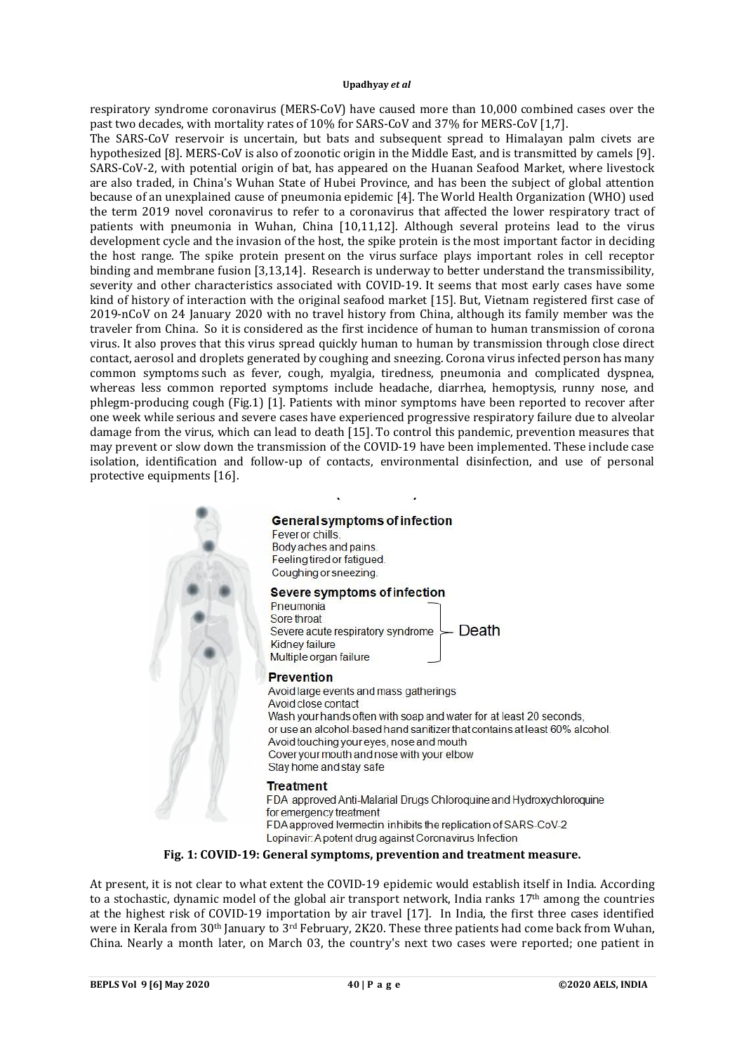respiratory syndrome coronavirus (MERS-CoV) have caused more than 10,000 combined cases over the past two decades, with mortality rates of 10% for SARS-CoV and 37% for MERS-CoV [1,7].

The SARS-CoV reservoir is uncertain, but bats and subsequent spread to Himalayan palm civets are hypothesized [8]. MERS-CoV is also of zoonotic origin in the Middle East, and is transmitted by camels [9]. SARS-CoV-2, with potential origin of bat, has appeared on the Huanan Seafood Market, where livestock are also traded, in China's Wuhan State of Hubei Province, and has been the subject of global attention because of an unexplained cause of pneumonia epidemic [4]. The World Health Organization (WHO) used the term 2019 novel coronavirus to refer to a coronavirus that affected the lower respiratory tract of patients with pneumonia in Wuhan, China [10,11,12]. Although several proteins lead to the virus development cycle and the invasion of the host, the spike protein is the most important factor in deciding the host range. The spike protein present on the virus surface plays important roles in cell receptor binding and membrane fusion [3,13,14]. Research is underway to better understand the transmissibility, severity and other characteristics associated with COVID-19. It seems that most early cases have some kind of history of interaction with the original seafood market [15]. But, Vietnam registered first case of 2019-nCoV on 24 January 2020 with no travel history from China, although its family member was the traveler from China. So it is considered as the first incidence of human to human transmission of corona virus. It also proves that this virus spread quickly human to human by transmission through close direct contact, aerosol and droplets generated by coughing and sneezing. Corona virus infected person has many common symptoms such as fever, cough, myalgia, tiredness, pneumonia and complicated dyspnea, whereas less common reported symptoms include headache, diarrhea, hemoptysis, runny nose, and phlegm-producing cough (Fig.1) [1]. Patients with minor symptoms have been reported to recover after one week while serious and severe cases have experienced progressive respiratory failure due to alveolar damage from the virus, which can lead to death [15]. To control this pandemic, prevention measures that may prevent or slow down the transmission of the COVID-19 have been implemented. These include case isolation, identification and follow-up of contacts, environmental disinfection, and use of personal protective equipments [16].

**General symptoms of infection**
Fever or chills.
Body aches and pains.
Feeling tired or fatigued.
Coughing or sneezing.

**Severe symptoms of infection**
Pneumonia
Sore throat
Severe acute respiratory syndrome
Kidney failure
Multiple organ failure
— Death

**Prevention**
Avoid large events and mass gatherings
Avoid close contact
Wash your hands often with soap and water for at least 20 seconds, or use an alcohol-based hand sanitizer that contains at least 60% alcohol.
Avoid touching your eyes, nose and mouth
Cover your mouth and nose with your elbow
Stay home and stay safe

**Treatment**
FDA approved Anti-Malarial Drugs Chloroquine and Hydroxychloroquine for emergency treatment
FDA approved Ivermectin inhibits the replication of SARS-CoV-2
Lopinavir: A potent drug against Coronavirus Infection

**Fig. 1: COVID-19: General symptoms, prevention and treatment measure.**

At present, it is not clear to what extent the COVID-19 epidemic would establish itself in India. According to a stochastic, dynamic model of the global air transport network, India ranks 17th among the countries at the highest risk of COVID-19 importation by air travel [17]. In India, the first three cases identified were in Kerala from 30th January to 3rd February, 2K20. These three patients had come back from Wuhan, China. Nearly a month later, on March 03, the country's next two cases were reported; one patient in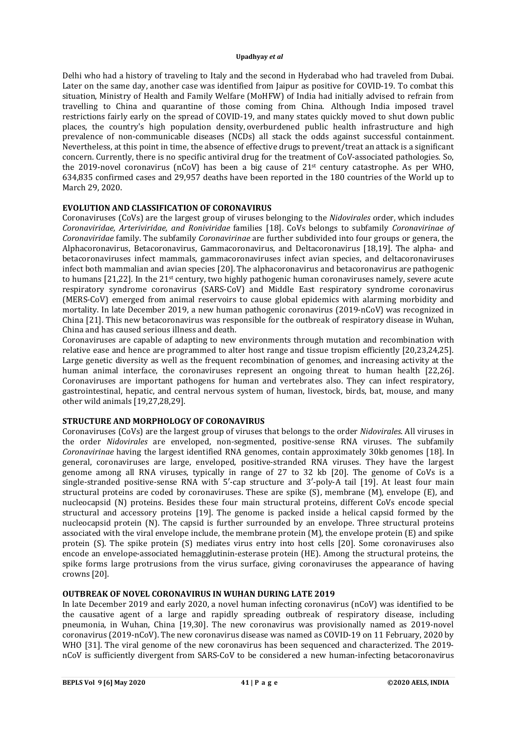Delhi who had a history of traveling to Italy and the second in Hyderabad who had traveled from Dubai. Later on the same day, another case was identified from Jaipur as positive for COVID-19. To combat this situation, Ministry of Health and Family Welfare (MoHFW) of India had initially advised to refrain from travelling to China and quarantine of those coming from China. Although India imposed travel restrictions fairly early on the spread of COVID-19, and many states quickly moved to shut down public places, the country's high population density, overburdened public health infrastructure and high prevalence of non-communicable diseases (NCDs) all stack the odds against successful containment. Nevertheless, at this point in time, the absence of effective drugs to prevent/treat an attack is a significant concern. Currently, there is no specific antiviral drug for the treatment of CoV-associated pathologies. So, the 2019-novel coronavirus (nCoV) has been a big cause of 21st century catastrophe. As per WHO, 634,835 confirmed cases and 29,957 deaths have been reported in the 180 countries of the World up to March 29, 2020.

## EVOLUTION AND CLASSIFICATION OF CORONAVIRUS

Coronaviruses (CoVs) are the largest group of viruses belonging to the *Nidovirales* order, which includes *Coronaviridae, Arteriviridae, and Roniviridae* families [18]. CoVs belongs to subfamily *Coronavirinae of Coronaviridae* family. The subfamily *Coronavirinae* are further subdivided into four groups or genera, the Alphacoronavirus, Betacoronavirus, Gammacoronavirus, and Deltacoronavirus [18,19]. The alpha- and betacoronaviruses infect mammals, gammacoronaviruses infect avian species, and deltacoronaviruses infect both mammalian and avian species [20]. The alphacoronavirus and betacoronavirus are pathogenic to humans [21,22]. In the 21st century, two highly pathogenic human coronaviruses namely, severe acute respiratory syndrome coronavirus (SARS-CoV) and Middle East respiratory syndrome coronavirus (MERS-CoV) emerged from animal reservoirs to cause global epidemics with alarming morbidity and mortality. In late December 2019, a new human pathogenic coronavirus (2019-nCoV) was recognized in China [21]. This new betacoronavirus was responsible for the outbreak of respiratory disease in Wuhan, China and has caused serious illness and death.

Coronaviruses are capable of adapting to new environments through mutation and recombination with relative ease and hence are programmed to alter host range and tissue tropism efficiently [20,23,24,25]. Large genetic diversity as well as the frequent recombination of genomes, and increasing activity at the human animal interface, the coronaviruses represent an ongoing threat to human health [22,26]. Coronaviruses are important pathogens for human and vertebrates also. They can infect respiratory, gastrointestinal, hepatic, and central nervous system of human, livestock, birds, bat, mouse, and many other wild animals [19,27,28,29].

## STRUCTURE AND MORPHOLOGY OF CORONAVIRUS

Coronaviruses (CoVs) are the largest group of viruses that belongs to the order *Nidovirales*. All viruses in the order *Nidovirales* are enveloped, non-segmented, positive-sense RNA viruses. The subfamily *Coronavirinae* having the largest identified RNA genomes, contain approximately 30kb genomes [18]. In general, coronaviruses are large, enveloped, positive-stranded RNA viruses. They have the largest genome among all RNA viruses, typically in range of 27 to 32 kb [20]. The genome of CoVs is a single-stranded positive-sense RNA with 5′-cap structure and 3′-poly-A tail [19]. At least four main structural proteins are coded by coronaviruses. These are spike (S), membrane (M), envelope (E), and nucleocapsid (N) proteins. Besides these four main structural proteins, different CoVs encode special structural and accessory proteins [19]. The genome is packed inside a helical capsid formed by the nucleocapsid protein (N). The capsid is further surrounded by an envelope. Three structural proteins associated with the viral envelope include, the membrane protein (M), the envelope protein (E) and spike protein (S). The spike protein (S) mediates virus entry into host cells [20]. Some coronaviruses also encode an envelope-associated hemagglutinin-esterase protein (HE). Among the structural proteins, the spike forms large protrusions from the virus surface, giving coronaviruses the appearance of having crowns [20].

## OUTBREAK OF NOVEL CORONAVIRUS IN WUHAN DURING LATE 2019

In late December 2019 and early 2020, a novel human infecting coronavirus (nCoV) was identified to be the causative agent of a large and rapidly spreading outbreak of respiratory disease, including pneumonia, in Wuhan, China [19,30]. The new coronavirus was provisionally named as 2019-novel coronavirus (2019-nCoV). The new coronavirus disease was named as COVID-19 on 11 February, 2020 by WHO [31]. The viral genome of the new coronavirus has been sequenced and characterized. The 2019-nCoV is sufficiently divergent from SARS-CoV to be considered a new human-infecting betacoronavirus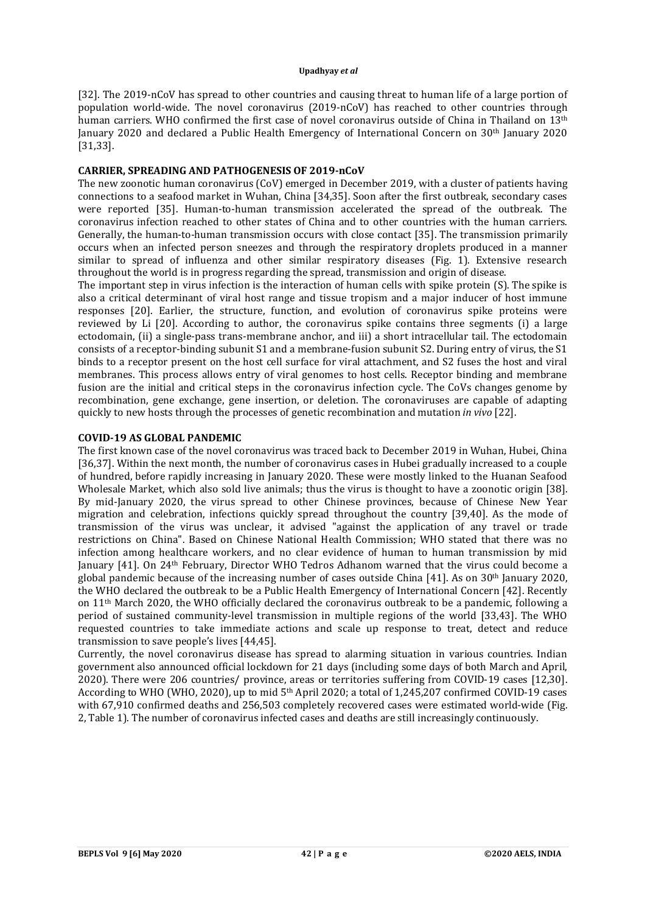[32]. The 2019-nCoV has spread to other countries and causing threat to human life of a large portion of population world-wide. The novel coronavirus (2019-nCoV) has reached to other countries through human carriers. WHO confirmed the first case of novel coronavirus outside of China in Thailand on 13th January 2020 and declared a Public Health Emergency of International Concern on 30th January 2020 [31,33].

## CARRIER, SPREADING AND PATHOGENESIS OF 2019-nCoV

The new zoonotic human coronavirus (CoV) emerged in December 2019, with a cluster of patients having connections to a seafood market in Wuhan, China [34,35]. Soon after the first outbreak, secondary cases were reported [35]. Human-to-human transmission accelerated the spread of the outbreak. The coronavirus infection reached to other states of China and to other countries with the human carriers. Generally, the human-to-human transmission occurs with close contact [35]. The transmission primarily occurs when an infected person sneezes and through the respiratory droplets produced in a manner similar to spread of influenza and other similar respiratory diseases (Fig. 1). Extensive research throughout the world is in progress regarding the spread, transmission and origin of disease.

The important step in virus infection is the interaction of human cells with spike protein (S). The spike is also a critical determinant of viral host range and tissue tropism and a major inducer of host immune responses [20]. Earlier, the structure, function, and evolution of coronavirus spike proteins were reviewed by Li [20]. According to author, the coronavirus spike contains three segments (i) a large ectodomain, (ii) a single-pass trans-membrane anchor, and iii) a short intracellular tail. The ectodomain consists of a receptor-binding subunit S1 and a membrane-fusion subunit S2. During entry of virus, the S1 binds to a receptor present on the host cell surface for viral attachment, and S2 fuses the host and viral membranes. This process allows entry of viral genomes to host cells. Receptor binding and membrane fusion are the initial and critical steps in the coronavirus infection cycle. The CoVs changes genome by recombination, gene exchange, gene insertion, or deletion. The coronaviruses are capable of adapting quickly to new hosts through the processes of genetic recombination and mutation *in vivo* [22].

## COVID-19 AS GLOBAL PANDEMIC

The first known case of the novel coronavirus was traced back to December 2019 in Wuhan, Hubei, China [36,37]. Within the next month, the number of coronavirus cases in Hubei gradually increased to a couple of hundred, before rapidly increasing in January 2020. These were mostly linked to the Huanan Seafood Wholesale Market, which also sold live animals; thus the virus is thought to have a zoonotic origin [38]. By mid-January 2020, the virus spread to other Chinese provinces, because of Chinese New Year migration and celebration, infections quickly spread throughout the country [39,40]. As the mode of transmission of the virus was unclear, it advised "against the application of any travel or trade restrictions on China". Based on Chinese National Health Commission; WHO stated that there was no infection among healthcare workers, and no clear evidence of human to human transmission by mid January [41]. On 24th February, Director WHO Tedros Adhanom warned that the virus could become a global pandemic because of the increasing number of cases outside China [41]. As on 30th January 2020, the WHO declared the outbreak to be a Public Health Emergency of International Concern [42]. Recently on 11th March 2020, the WHO officially declared the coronavirus outbreak to be a pandemic, following a period of sustained community-level transmission in multiple regions of the world [33,43]. The WHO requested countries to take immediate actions and scale up response to treat, detect and reduce transmission to save people's lives [44,45].

Currently, the novel coronavirus disease has spread to alarming situation in various countries. Indian government also announced official lockdown for 21 days (including some days of both March and April, 2020). There were 206 countries/ province, areas or territories suffering from COVID-19 cases [12,30]. According to WHO (WHO, 2020), up to mid 5th April 2020; a total of 1,245,207 confirmed COVID-19 cases with 67,910 confirmed deaths and 256,503 completely recovered cases were estimated world-wide (Fig. 2, Table 1). The number of coronavirus infected cases and deaths are still increasingly continuously.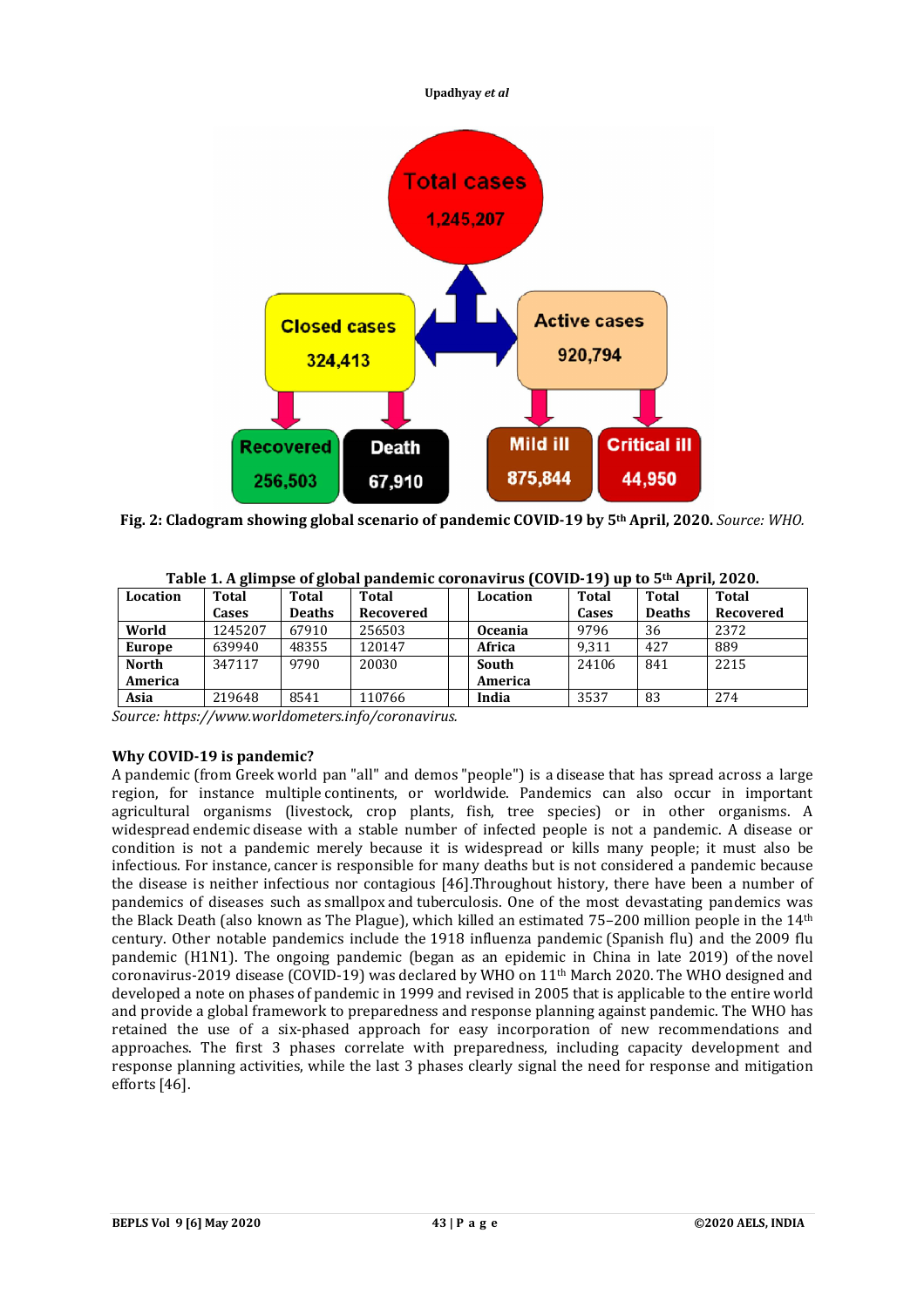Fig. 2: **Cladogram showing global scenario of pandemic COVID-19 by 5th April, 2020.** *Source: WHO.*

**Table 1. A glimpse of global pandemic coronavirus (COVID-19) up to 5th April, 2020.**

| Location | Total Cases | Total Deaths | Total Recovered | | Location | Total Cases | Total Deaths | Total Recovered |
|---|---|---|---|---|---|---|---|---|
| **World** | 1245207 | 67910 | 256503 | | **Oceania** | 9796 | 36 | 2372 |
| **Europe** | 639940 | 48355 | 120147 | | **Africa** | 9,311 | 427 | 889 |
| **North America** | 347117 | 9790 | 20030 | | **South America** | 24106 | 841 | 2215 |
| **Asia** | 219648 | 8541 | 110766 | | **India** | 3537 | 83 | 274 |

*Source: https://www.worldometers.info/coronavirus.*

**Why COVID-19 is pandemic?**

A pandemic (from Greek world pan "all" and demos "people") is a disease that has spread across a large region, for instance multiple continents, or worldwide. Pandemics can also occur in important agricultural organisms (livestock, crop plants, fish, tree species) or in other organisms. A widespread endemic disease with a stable number of infected people is not a pandemic. A disease or condition is not a pandemic merely because it is widespread or kills many people; it must also be infectious. For instance, cancer is responsible for many deaths but is not considered a pandemic because the disease is neither infectious nor contagious [46].Throughout history, there have been a number of pandemics of diseases such as smallpox and tuberculosis. One of the most devastating pandemics was the Black Death (also known as The Plague), which killed an estimated 75–200 million people in the 14th century. Other notable pandemics include the 1918 influenza pandemic (Spanish flu) and the 2009 flu pandemic (H1N1). The ongoing pandemic (began as an epidemic in China in late 2019) of the novel coronavirus-2019 disease (COVID-19) was declared by WHO on 11th March 2020. The WHO designed and developed a note on phases of pandemic in 1999 and revised in 2005 that is applicable to the entire world and provide a global framework to preparedness and response planning against pandemic. The WHO has retained the use of a six-phased approach for easy incorporation of new recommendations and approaches. The first 3 phases correlate with preparedness, including capacity development and response planning activities, while the last 3 phases clearly signal the need for response and mitigation efforts [46].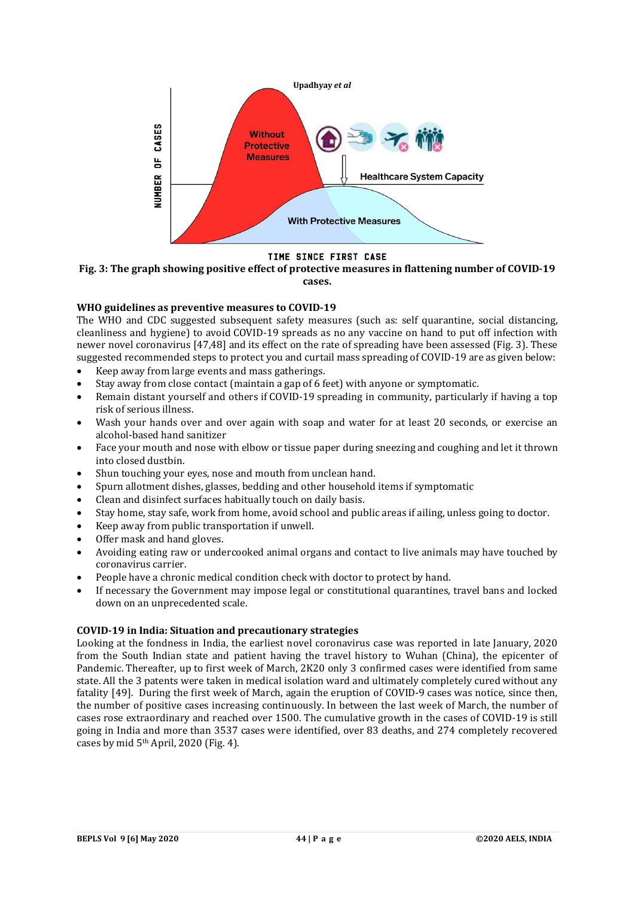Fig. 3: The graph showing positive effect of protective measures in flattening number of COVID-19 cases.

## WHO guidelines as preventive measures to COVID-19

The WHO and CDC suggested subsequent safety measures (such as: self quarantine, social distancing, cleanliness and hygiene) to avoid COVID-19 spreads as no any vaccine on hand to put off infection with newer novel coronavirus [47,48] and its effect on the rate of spreading have been assessed (Fig. 3). These suggested recommended steps to protect you and curtail mass spreading of COVID-19 are as given below:

- Keep away from large events and mass gatherings.
- Stay away from close contact (maintain a gap of 6 feet) with anyone or symptomatic.
- Remain distant yourself and others if COVID-19 spreading in community, particularly if having a top risk of serious illness.
- Wash your hands over and over again with soap and water for at least 20 seconds, or exercise an alcohol-based hand sanitizer
- Face your mouth and nose with elbow or tissue paper during sneezing and coughing and let it thrown into closed dustbin.
- Shun touching your eyes, nose and mouth from unclean hand.
- Spurn allotment dishes, glasses, bedding and other household items if symptomatic
- Clean and disinfect surfaces habitually touch on daily basis.
- Stay home, stay safe, work from home, avoid school and public areas if ailing, unless going to doctor.
- Keep away from public transportation if unwell.
- Offer mask and hand gloves.
- Avoiding eating raw or undercooked animal organs and contact to live animals may have touched by coronavirus carrier.
- People have a chronic medical condition check with doctor to protect by hand.
- If necessary the Government may impose legal or constitutional quarantines, travel bans and locked down on an unprecedented scale.

## COVID-19 in India: Situation and precautionary strategies

Looking at the fondness in India, the earliest novel coronavirus case was reported in late January, 2020 from the South Indian state and patient having the travel history to Wuhan (China), the epicenter of Pandemic. Thereafter, up to first week of March, 2K20 only 3 confirmed cases were identified from same state. All the 3 patents were taken in medical isolation ward and ultimately completely cured without any fatality [49]. During the first week of March, again the eruption of COVID-9 cases was notice, since then, the number of positive cases increasing continuously. In between the last week of March, the number of cases rose extraordinary and reached over 1500. The cumulative growth in the cases of COVID-19 is still going in India and more than 3537 cases were identified, over 83 deaths, and 274 completely recovered cases by mid 5th April, 2020 (Fig. 4).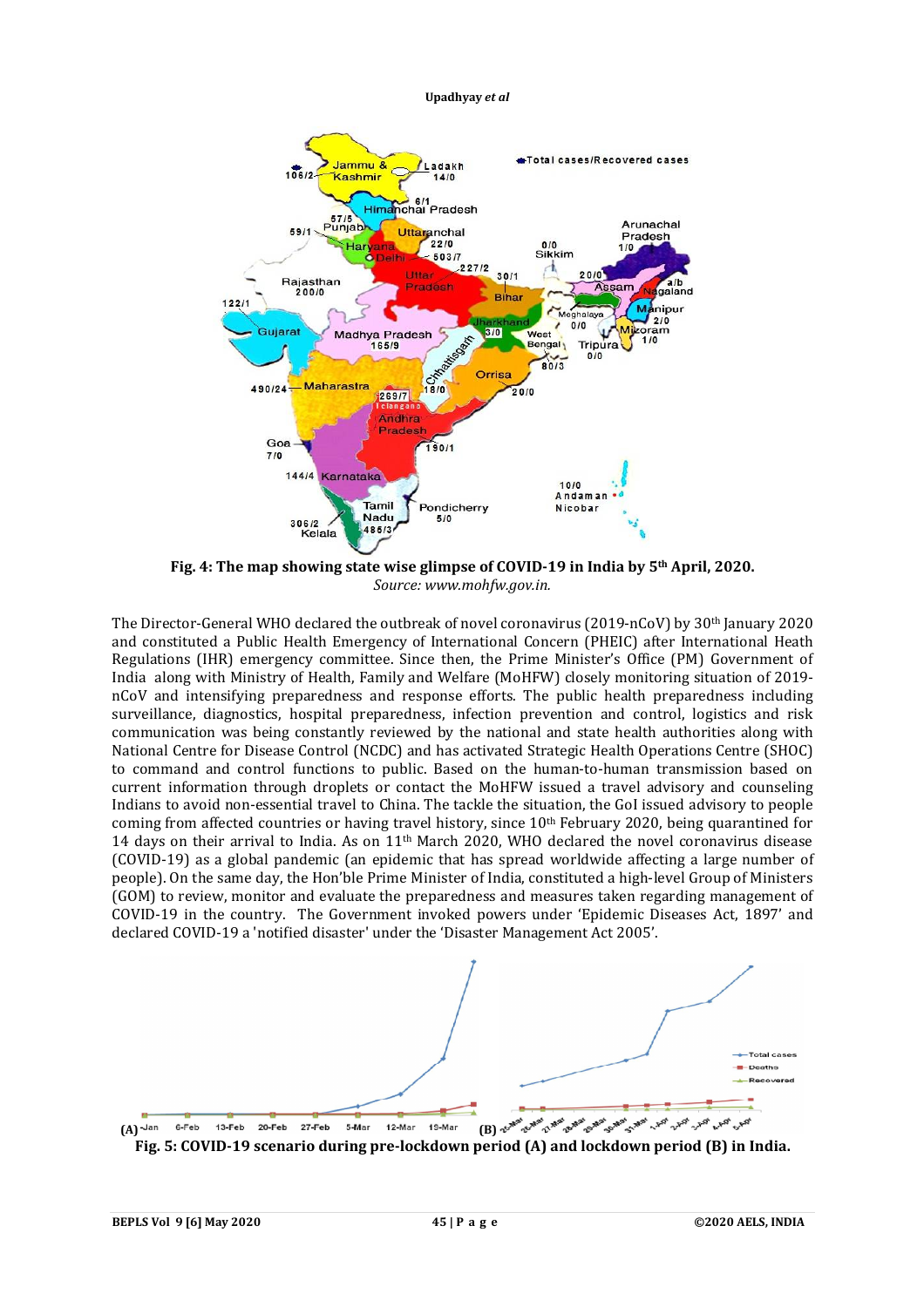**Fig. 4: The map showing state wise glimpse of COVID-19 in India by 5th April, 2020.**
*Source: www.mohfw.gov.in.*

The Director-General WHO declared the outbreak of novel coronavirus (2019-nCoV) by 30th January 2020 and constituted a Public Health Emergency of International Concern (PHEIC) after International Heath Regulations (IHR) emergency committee. Since then, the Prime Minister's Office (PM) Government of India along with Ministry of Health, Family and Welfare (MoHFW) closely monitoring situation of 2019-nCoV and intensifying preparedness and response efforts. The public health preparedness including surveillance, diagnostics, hospital preparedness, infection prevention and control, logistics and risk communication was being constantly reviewed by the national and state health authorities along with National Centre for Disease Control (NCDC) and has activated Strategic Health Operations Centre (SHOC) to command and control functions to public. Based on the human-to-human transmission based on current information through droplets or contact the MoHFW issued a travel advisory and counseling Indians to avoid non-essential travel to China. The tackle the situation, the GoI issued advisory to people coming from affected countries or having travel history, since 10th February 2020, being quarantined for 14 days on their arrival to India. As on 11th March 2020, WHO declared the novel coronavirus disease (COVID-19) as a global pandemic (an epidemic that has spread worldwide affecting a large number of people). On the same day, the Hon'ble Prime Minister of India, constituted a high-level Group of Ministers (GOM) to review, monitor and evaluate the preparedness and measures taken regarding management of COVID-19 in the country. The Government invoked powers under 'Epidemic Diseases Act, 1897' and declared COVID-19 a 'notified disaster' under the 'Disaster Management Act 2005'.

**Fig. 5: COVID-19 scenario during pre-lockdown period (A) and lockdown period (B) in India.**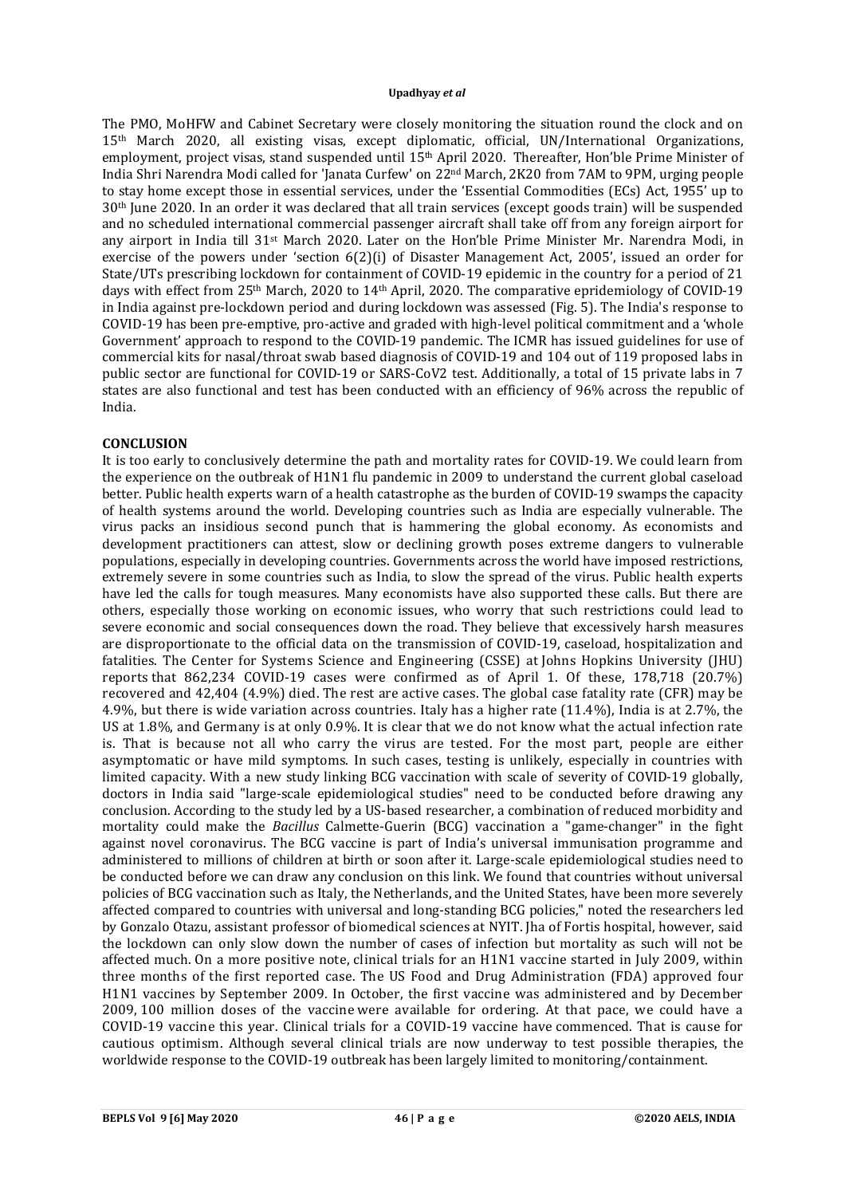The PMO, MoHFW and Cabinet Secretary were closely monitoring the situation round the clock and on 15th March 2020, all existing visas, except diplomatic, official, UN/International Organizations, employment, project visas, stand suspended until 15th April 2020. Thereafter, Hon'ble Prime Minister of India Shri Narendra Modi called for 'Janata Curfew' on 22nd March, 2K20 from 7AM to 9PM, urging people to stay home except those in essential services, under the 'Essential Commodities (ECs) Act, 1955' up to 30th June 2020. In an order it was declared that all train services (except goods train) will be suspended and no scheduled international commercial passenger aircraft shall take off from any foreign airport for any airport in India till 31st March 2020. Later on the Hon'ble Prime Minister Mr. Narendra Modi, in exercise of the powers under 'section 6(2)(i) of Disaster Management Act, 2005', issued an order for State/UTs prescribing lockdown for containment of COVID-19 epidemic in the country for a period of 21 days with effect from 25th March, 2020 to 14th April, 2020. The comparative epridemiology of COVID-19 in India against pre-lockdown period and during lockdown was assessed (Fig. 5). The India's response to COVID-19 has been pre-emptive, pro-active and graded with high-level political commitment and a 'whole Government' approach to respond to the COVID-19 pandemic. The ICMR has issued guidelines for use of commercial kits for nasal/throat swab based diagnosis of COVID-19 and 104 out of 119 proposed labs in public sector are functional for COVID-19 or SARS-CoV2 test. Additionally, a total of 15 private labs in 7 states are also functional and test has been conducted with an efficiency of 96% across the republic of India.

## CONCLUSION

It is too early to conclusively determine the path and mortality rates for COVID-19. We could learn from the experience on the outbreak of H1N1 flu pandemic in 2009 to understand the current global caseload better. Public health experts warn of a health catastrophe as the burden of COVID-19 swamps the capacity of health systems around the world. Developing countries such as India are especially vulnerable. The virus packs an insidious second punch that is hammering the global economy. As economists and development practitioners can attest, slow or declining growth poses extreme dangers to vulnerable populations, especially in developing countries. Governments across the world have imposed restrictions, extremely severe in some countries such as India, to slow the spread of the virus. Public health experts have led the calls for tough measures. Many economists have also supported these calls. But there are others, especially those working on economic issues, who worry that such restrictions could lead to severe economic and social consequences down the road. They believe that excessively harsh measures are disproportionate to the official data on the transmission of COVID-19, caseload, hospitalization and fatalities. The Center for Systems Science and Engineering (CSSE) at Johns Hopkins University (JHU) reports that 862,234 COVID-19 cases were confirmed as of April 1. Of these, 178,718 (20.7%) recovered and 42,404 (4.9%) died. The rest are active cases. The global case fatality rate (CFR) may be 4.9%, but there is wide variation across countries. Italy has a higher rate (11.4%), India is at 2.7%, the US at 1.8%, and Germany is at only 0.9%. It is clear that we do not know what the actual infection rate is. That is because not all who carry the virus are tested. For the most part, people are either asymptomatic or have mild symptoms. In such cases, testing is unlikely, especially in countries with limited capacity. With a new study linking BCG vaccination with scale of severity of COVID-19 globally, doctors in India said "large-scale epidemiological studies" need to be conducted before drawing any conclusion. According to the study led by a US-based researcher, a combination of reduced morbidity and mortality could make the *Bacillus* Calmette-Guerin (BCG) vaccination a "game-changer" in the fight against novel coronavirus. The BCG vaccine is part of India's universal immunisation programme and administered to millions of children at birth or soon after it. Large-scale epidemiological studies need to be conducted before we can draw any conclusion on this link. We found that countries without universal policies of BCG vaccination such as Italy, the Netherlands, and the United States, have been more severely affected compared to countries with universal and long-standing BCG policies," noted the researchers led by Gonzalo Otazu, assistant professor of biomedical sciences at NYIT. Jha of Fortis hospital, however, said the lockdown can only slow down the number of cases of infection but mortality as such will not be affected much. On a more positive note, clinical trials for an H1N1 vaccine started in July 2009, within three months of the first reported case. The US Food and Drug Administration (FDA) approved four H1N1 vaccines by September 2009. In October, the first vaccine was administered and by December 2009, 100 million doses of the vaccine were available for ordering. At that pace, we could have a COVID-19 vaccine this year. Clinical trials for a COVID-19 vaccine have commenced. That is cause for cautious optimism. Although several clinical trials are now underway to test possible therapies, the worldwide response to the COVID-19 outbreak has been largely limited to monitoring/containment.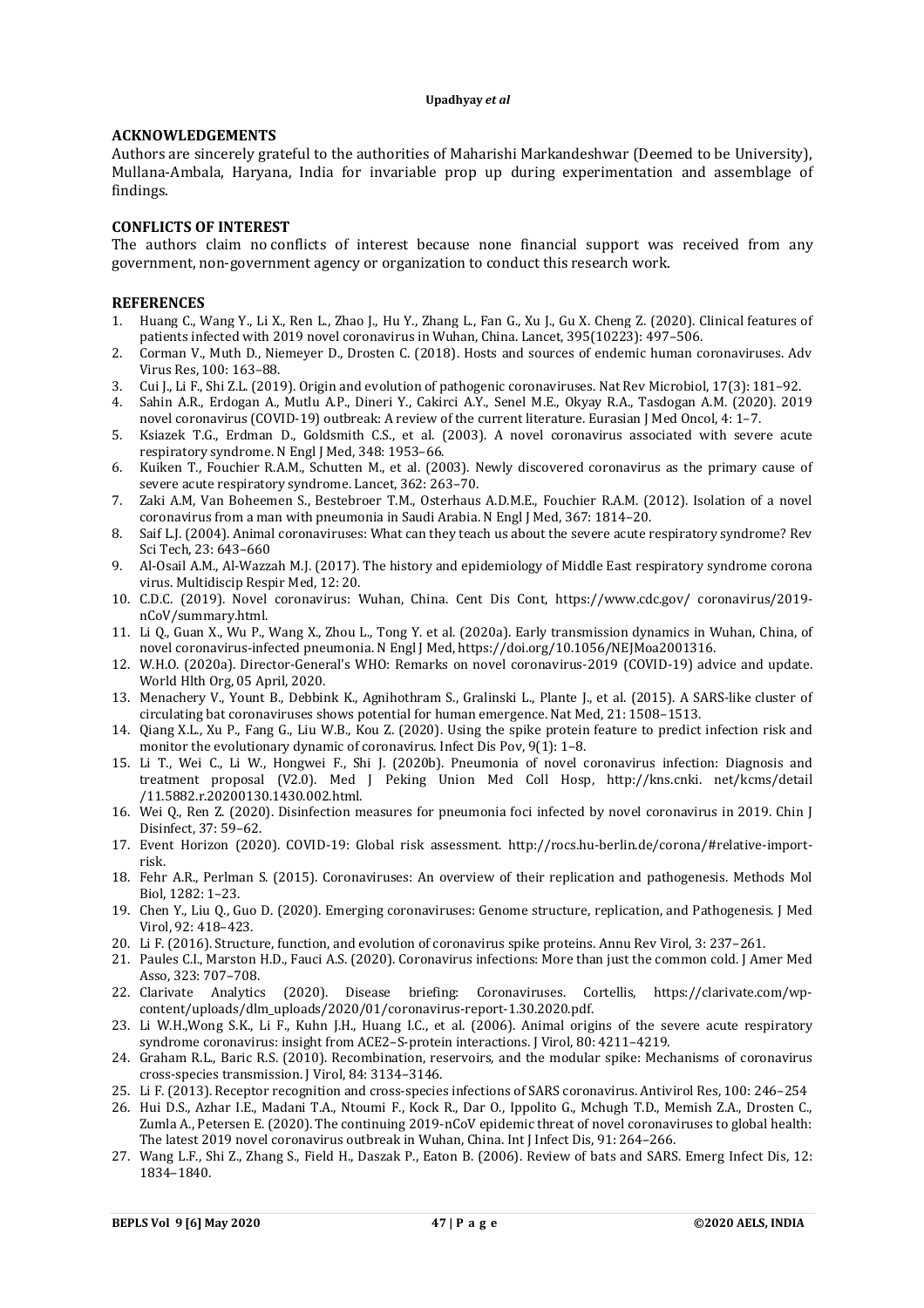## ACKNOWLEDGEMENTS

Authors are sincerely grateful to the authorities of Maharishi Markandeshwar (Deemed to be University), Mullana-Ambala, Haryana, India for invariable prop up during experimentation and assemblage of findings.

## CONFLICTS OF INTEREST

The authors claim no conflicts of interest because none financial support was received from any government, non-government agency or organization to conduct this research work.

## REFERENCES

1. Huang C., Wang Y., Li X., Ren L., Zhao J., Hu Y., Zhang L., Fan G., Xu J., Gu X. Cheng Z. (2020). Clinical features of patients infected with 2019 novel coronavirus in Wuhan, China. Lancet, 395(10223): 497–506.
2. Corman V., Muth D., Niemeyer D., Drosten C. (2018). Hosts and sources of endemic human coronaviruses. Adv Virus Res, 100: 163–88.
3. Cui J., Li F., Shi Z.L. (2019). Origin and evolution of pathogenic coronaviruses. Nat Rev Microbiol, 17(3): 181–92.
4. Sahin A.R., Erdogan A., Mutlu A.P., Dineri Y., Cakirci A.Y., Senel M.E., Okyay R.A., Tasdogan A.M. (2020). 2019 novel coronavirus (COVID-19) outbreak: A review of the current literature. Eurasian J Med Oncol, 4: 1–7.
5. Ksiazek T.G., Erdman D., Goldsmith C.S., et al. (2003). A novel coronavirus associated with severe acute respiratory syndrome. N Engl J Med, 348: 1953–66.
6. Kuiken T., Fouchier R.A.M., Schutten M., et al. (2003). Newly discovered coronavirus as the primary cause of severe acute respiratory syndrome. Lancet, 362: 263–70.
7. Zaki A.M, Van Boheemen S., Bestebroer T.M., Osterhaus A.D.M.E., Fouchier R.A.M. (2012). Isolation of a novel coronavirus from a man with pneumonia in Saudi Arabia. N Engl J Med, 367: 1814–20.
8. Saif L.J. (2004). Animal coronaviruses: What can they teach us about the severe acute respiratory syndrome? Rev Sci Tech, 23: 643–660
9. Al-Osail A.M., Al-Wazzah M.J. (2017). The history and epidemiology of Middle East respiratory syndrome corona virus. Multidiscip Respir Med, 12: 20.
10. C.D.C. (2019). Novel coronavirus: Wuhan, China. Cent Dis Cont, https://www.cdc.gov/ coronavirus/2019-nCoV/summary.html.
11. Li Q., Guan X., Wu P., Wang X., Zhou L., Tong Y. et al. (2020a). Early transmission dynamics in Wuhan, China, of novel coronavirus-infected pneumonia. N Engl J Med, https://doi.org/10.1056/NEJMoa2001316.
12. W.H.O. (2020a). Director-General's WHO: Remarks on novel coronavirus-2019 (COVID-19) advice and update. World Hlth Org, 05 April, 2020.
13. Menachery V., Yount B., Debbink K., Agnihothram S., Gralinski L., Plante J., et al. (2015). A SARS-like cluster of circulating bat coronaviruses shows potential for human emergence. Nat Med, 21: 1508–1513.
14. Qiang X.L., Xu P., Fang G., Liu W.B., Kou Z. (2020). Using the spike protein feature to predict infection risk and monitor the evolutionary dynamic of coronavirus. Infect Dis Pov, 9(1): 1–8.
15. Li T., Wei C., Li W., Hongwei F., Shi J. (2020b). Pneumonia of novel coronavirus infection: Diagnosis and treatment proposal (V2.0). Med J Peking Union Med Coll Hosp, http://kns.cnki. net/kcms/detail /11.5882.r.20200130.1430.002.html.
16. Wei Q., Ren Z. (2020). Disinfection measures for pneumonia foci infected by novel coronavirus in 2019. Chin J Disinfect, 37: 59–62.
17. Event Horizon (2020). COVID-19: Global risk assessment. http://rocs.hu-berlin.de/corona/#relative-import-risk.
18. Fehr A.R., Perlman S. (2015). Coronaviruses: An overview of their replication and pathogenesis. Methods Mol Biol, 1282: 1–23.
19. Chen Y., Liu Q., Guo D. (2020). Emerging coronaviruses: Genome structure, replication, and Pathogenesis. J Med Virol, 92: 418–423.
20. Li F. (2016). Structure, function, and evolution of coronavirus spike proteins. Annu Rev Virol, 3: 237–261.
21. Paules C.I., Marston H.D., Fauci A.S. (2020). Coronavirus infections: More than just the common cold. J Amer Med Asso, 323: 707–708.
22. Clarivate Analytics (2020). Disease briefing: Coronaviruses. Cortellis, https://clarivate.com/wp-content/uploads/dlm_uploads/2020/01/coronavirus-report-1.30.2020.pdf.
23. Li W.H.,Wong S.K., Li F., Kuhn J.H., Huang I.C., et al. (2006). Animal origins of the severe acute respiratory syndrome coronavirus: insight from ACE2–S-protein interactions. J Virol, 80: 4211–4219.
24. Graham R.L., Baric R.S. (2010). Recombination, reservoirs, and the modular spike: Mechanisms of coronavirus cross-species transmission. J Virol, 84: 3134–3146.
25. Li F. (2013). Receptor recognition and cross-species infections of SARS coronavirus. Antivirol Res, 100: 246–254
26. Hui D.S., Azhar I.E., Madani T.A., Ntoumi F., Kock R., Dar O., Ippolito G., Mchugh T.D., Memish Z.A., Drosten C., Zumla A., Petersen E. (2020). The continuing 2019-nCoV epidemic threat of novel coronaviruses to global health: The latest 2019 novel coronavirus outbreak in Wuhan, China. Int J Infect Dis, 91: 264–266.
27. Wang L.F., Shi Z., Zhang S., Field H., Daszak P., Eaton B. (2006). Review of bats and SARS. Emerg Infect Dis, 12: 1834–1840.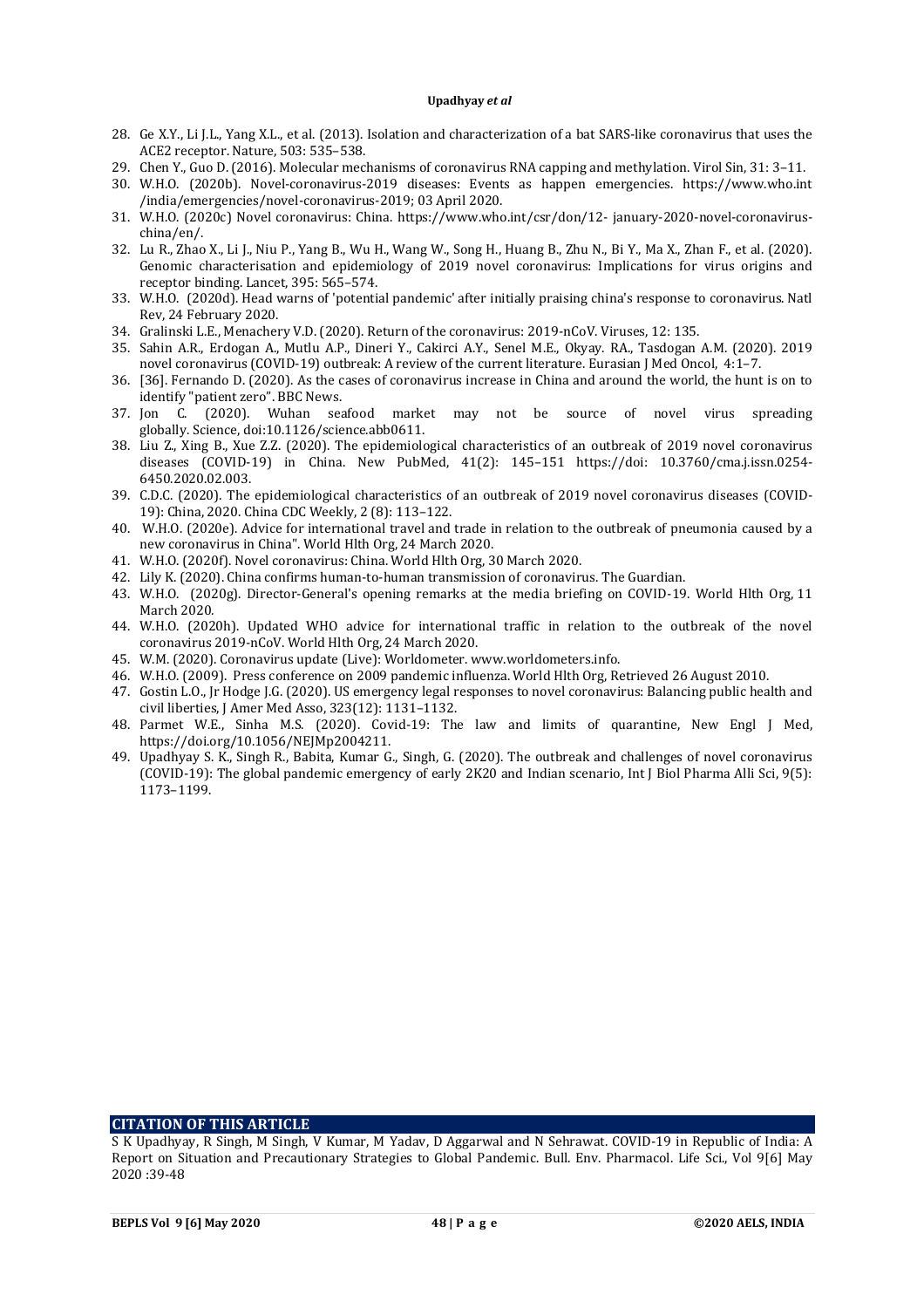28. Ge X.Y., Li J.L., Yang X.L., et al. (2013). Isolation and characterization of a bat SARS-like coronavirus that uses the ACE2 receptor. Nature, 503: 535–538.
29. Chen Y., Guo D. (2016). Molecular mechanisms of coronavirus RNA capping and methylation. Virol Sin, 31: 3–11.
30. W.H.O. (2020b). Novel-coronavirus-2019 diseases: Events as happen emergencies. https://www.who.int /india/emergencies/novel-coronavirus-2019; 03 April 2020.
31. W.H.O. (2020c) Novel coronavirus: China. https://www.who.int/csr/don/12- january-2020-novel-coronavirus-china/en/.
32. Lu R., Zhao X., Li J., Niu P., Yang B., Wu H., Wang W., Song H., Huang B., Zhu N., Bi Y., Ma X., Zhan F., et al. (2020). Genomic characterisation and epidemiology of 2019 novel coronavirus: Implications for virus origins and receptor binding. Lancet, 395: 565–574.
33. W.H.O. (2020d). Head warns of 'potential pandemic' after initially praising china's response to coronavirus. Natl Rev, 24 February 2020.
34. Gralinski L.E., Menachery V.D. (2020). Return of the coronavirus: 2019-nCoV. Viruses, 12: 135.
35. Sahin A.R., Erdogan A., Mutlu A.P., Dineri Y., Cakirci A.Y., Senel M.E., Okyay. RA., Tasdogan A.M. (2020). 2019 novel coronavirus (COVID-19) outbreak: A review of the current literature. Eurasian J Med Oncol, 4:1–7.
36. [36]. Fernando D. (2020). As the cases of coronavirus increase in China and around the world, the hunt is on to identify "patient zero". BBC News.
37. Jon C. (2020). Wuhan seafood market may not be source of novel virus spreading globally. Science, doi:10.1126/science.abb0611.
38. Liu Z., Xing B., Xue Z.Z. (2020). The epidemiological characteristics of an outbreak of 2019 novel coronavirus diseases (COVID-19) in China. New PubMed, 41(2): 145–151 https://doi: 10.3760/cma.j.issn.0254-6450.2020.02.003.
39. C.D.C. (2020). The epidemiological characteristics of an outbreak of 2019 novel coronavirus diseases (COVID-19): China, 2020. China CDC Weekly, 2 (8): 113–122.
40. W.H.O. (2020e). Advice for international travel and trade in relation to the outbreak of pneumonia caused by a new coronavirus in China". World Hlth Org, 24 March 2020.
41. W.H.O. (2020f). Novel coronavirus: China. World Hlth Org, 30 March 2020.
42. Lily K. (2020). China confirms human-to-human transmission of coronavirus. The Guardian.
43. W.H.O. (2020g). Director-General's opening remarks at the media briefing on COVID-19. World Hlth Org, 11 March 2020.
44. W.H.O. (2020h). Updated WHO advice for international traffic in relation to the outbreak of the novel coronavirus 2019-nCoV. World Hlth Org, 24 March 2020.
45. W.M. (2020). Coronavirus update (Live): Worldometer. www.worldometers.info.
46. W.H.O. (2009). Press conference on 2009 pandemic influenza. World Hlth Org, Retrieved 26 August 2010.
47. Gostin L.O., Jr Hodge J.G. (2020). US emergency legal responses to novel coronavirus: Balancing public health and civil liberties, J Amer Med Asso, 323(12): 1131–1132.
48. Parmet W.E., Sinha M.S. (2020). Covid-19: The law and limits of quarantine, New Engl J Med, https://doi.org/10.1056/NEJMp2004211.
49. Upadhyay S. K., Singh R., Babita, Kumar G., Singh, G. (2020). The outbreak and challenges of novel coronavirus (COVID-19): The global pandemic emergency of early 2K20 and Indian scenario, Int J Biol Pharma Alli Sci, 9(5): 1173–1199.

## CITATION OF THIS ARTICLE

S K Upadhyay, R Singh, M Singh, V Kumar, M Yadav, D Aggarwal and N Sehrawat. COVID-19 in Republic of India: A Report on Situation and Precautionary Strategies to Global Pandemic. Bull. Env. Pharmacol. Life Sci., Vol 9[6] May 2020 :39-48